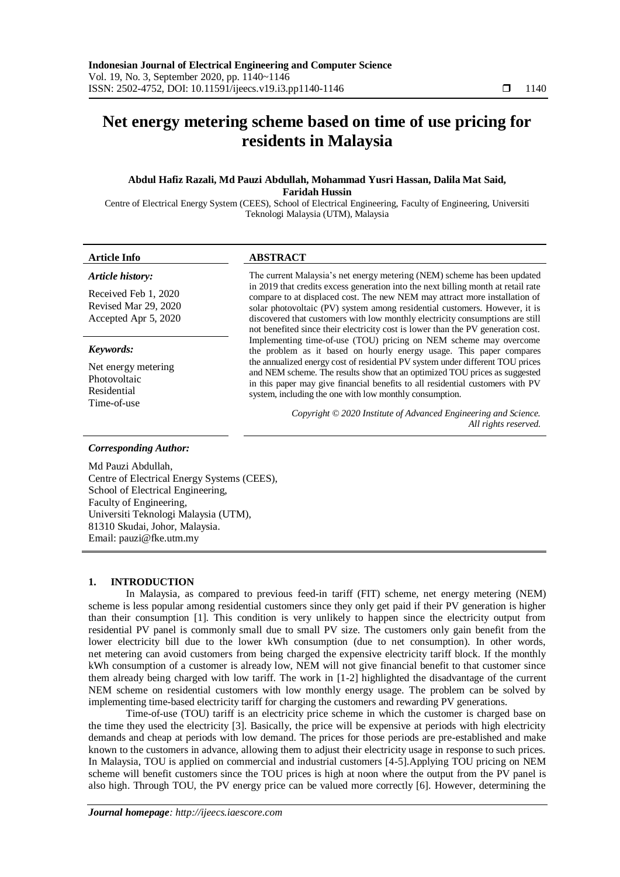# Net energy metering scheme based on time of use pricing for residents in Malaysia

**Abdul Hafiz Razali, Md Pauzi Abdullah, Mohammad Yusri Hassan, Dalila Mat Said, Faridah Hussin**

Centre of Electrical Energy System (CEES), School of Electrical Engineering, Faculty of Engineering, Universiti Teknologi Malaysia (UTM), Malaysia

| **Article Info** | **ABSTRACT** |
|---|---|
| ***Article history:*** Received Feb 1, 2020 Revised Mar 29, 2020 Accepted Apr 5, 2020 ***Keywords:*** Net energy metering Photovoltaic Residential Time-of-use | The current Malaysia's net energy metering (NEM) scheme has been updated in 2019 that credits excess generation into the next billing month at retail rate compare to at displaced cost. The new NEM may attract more installation of solar photovoltaic (PV) system among residential customers. However, it is discovered that customers with low monthly electricity consumptions are still not benefited since their electricity cost is lower than the PV generation cost. Implementing time-of-use (TOU) pricing on NEM scheme may overcome the problem as it based on hourly energy usage. This paper compares the annualized energy cost of residential PV system under different TOU prices and NEM scheme. The results show that an optimized TOU prices as suggested in this paper may give financial benefits to all residential customers with PV system, including the one with low monthly consumption. *Copyright © 2020 Institute of Advanced Engineering and Science. All rights reserved.* |

***Corresponding Author:***

Md Pauzi Abdullah,
Centre of Electrical Energy Systems (CEES),
School of Electrical Engineering,
Faculty of Engineering,
Universiti Teknologi Malaysia (UTM),
81310 Skudai, Johor, Malaysia.
Email: pauzi@fke.utm.my

## 1. INTRODUCTION

In Malaysia, as compared to previous feed-in tariff (FIT) scheme, net energy metering (NEM) scheme is less popular among residential customers since they only get paid if their PV generation is higher than their consumption [1]. This condition is very unlikely to happen since the electricity output from residential PV panel is commonly small due to small PV size. The customers only gain benefit from the lower electricity bill due to the lower kWh consumption (due to net consumption). In other words, net metering can avoid customers from being charged the expensive electricity tariff block. If the monthly kWh consumption of a customer is already low, NEM will not give financial benefit to that customer since them already being charged with low tariff. The work in [1-2] highlighted the disadvantage of the current NEM scheme on residential customers with low monthly energy usage. The problem can be solved by implementing time-based electricity tariff for charging the customers and rewarding PV generations.

Time-of-use (TOU) tariff is an electricity price scheme in which the customer is charged base on the time they used the electricity [3]. Basically, the price will be expensive at periods with high electricity demands and cheap at periods with low demand. The prices for those periods are pre-established and make known to the customers in advance, allowing them to adjust their electricity usage in response to such prices. In Malaysia, TOU is applied on commercial and industrial customers [4-5].Applying TOU pricing on NEM scheme will benefit customers since the TOU prices is high at noon where the output from the PV panel is also high. Through TOU, the PV energy price can be valued more correctly [6]. However, determining the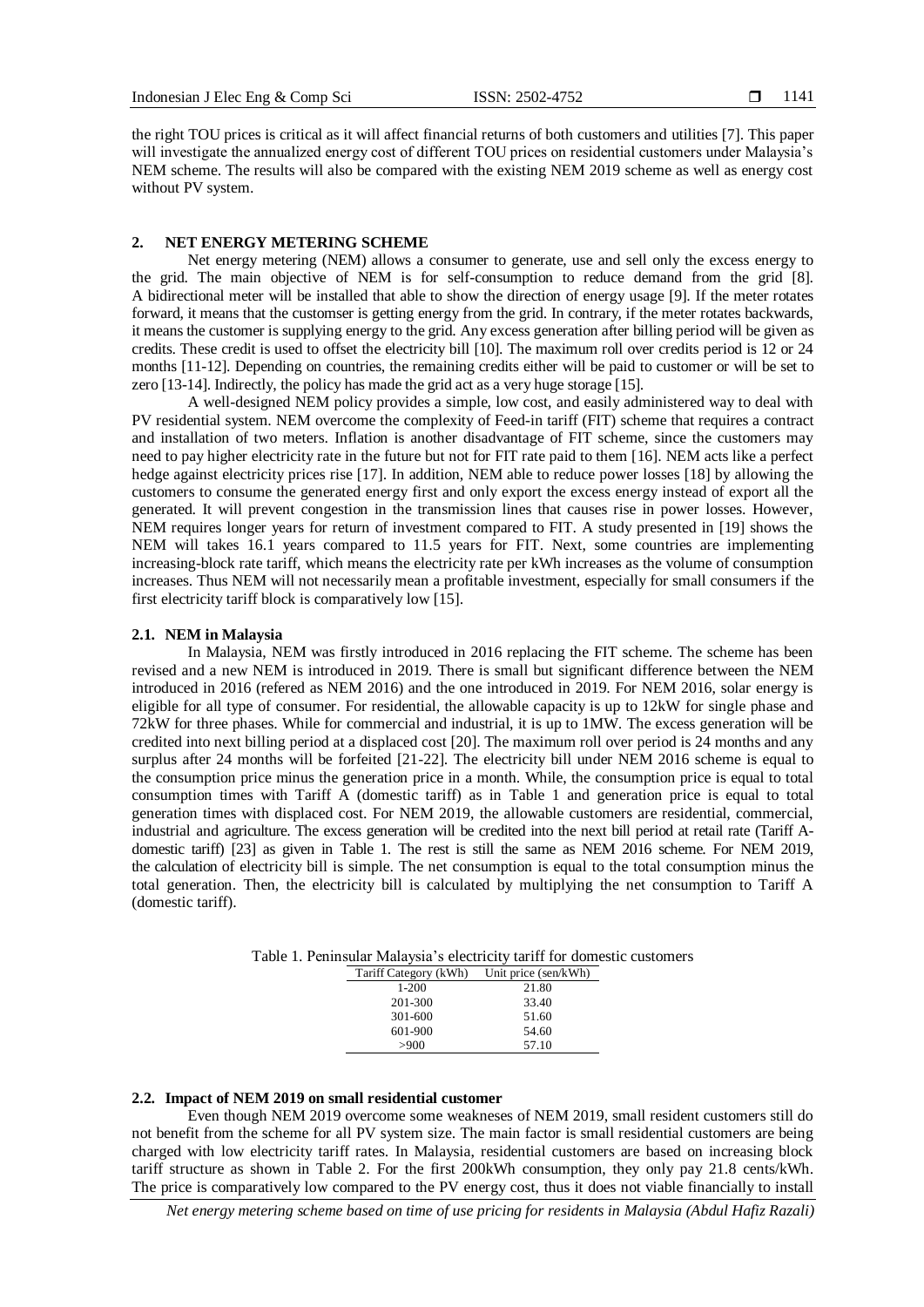the right TOU prices is critical as it will affect financial returns of both customers and utilities [7]. This paper will investigate the annualized energy cost of different TOU prices on residential customers under Malaysia's NEM scheme. The results will also be compared with the existing NEM 2019 scheme as well as energy cost without PV system.

## 2. NET ENERGY METERING SCHEME

Net energy metering (NEM) allows a consumer to generate, use and sell only the excess energy to the grid. The main objective of NEM is for self-consumption to reduce demand from the grid [8]. A bidirectional meter will be installed that able to show the direction of energy usage [9]. If the meter rotates forward, it means that the customser is getting energy from the grid. In contrary, if the meter rotates backwards, it means the customer is supplying energy to the grid. Any excess generation after billing period will be given as credits. These credit is used to offset the electricity bill [10]. The maximum roll over credits period is 12 or 24 months [11-12]. Depending on countries, the remaining credits either will be paid to customer or will be set to zero [13-14]. Indirectly, the policy has made the grid act as a very huge storage [15].

A well-designed NEM policy provides a simple, low cost, and easily administered way to deal with PV residential system. NEM overcome the complexity of Feed-in tariff (FIT) scheme that requires a contract and installation of two meters. Inflation is another disadvantage of FIT scheme, since the customers may need to pay higher electricity rate in the future but not for FIT rate paid to them [16]. NEM acts like a perfect hedge against electricity prices rise [17]. In addition, NEM able to reduce power losses [18] by allowing the customers to consume the generated energy first and only export the excess energy instead of export all the generated. It will prevent congestion in the transmission lines that causes rise in power losses. However, NEM requires longer years for return of investment compared to FIT. A study presented in [19] shows the NEM will takes 16.1 years compared to 11.5 years for FIT. Next, some countries are implementing increasing-block rate tariff, which means the electricity rate per kWh increases as the volume of consumption increases. Thus NEM will not necessarily mean a profitable investment, especially for small consumers if the first electricity tariff block is comparatively low [15].

### 2.1. NEM in Malaysia

In Malaysia, NEM was firstly introduced in 2016 replacing the FIT scheme. The scheme has been revised and a new NEM is introduced in 2019. There is small but significant difference between the NEM introduced in 2016 (refered as NEM 2016) and the one introduced in 2019. For NEM 2016, solar energy is eligible for all type of consumer. For residential, the allowable capacity is up to 12kW for single phase and 72kW for three phases. While for commercial and industrial, it is up to 1MW. The excess generation will be credited into next billing period at a displaced cost [20]. The maximum roll over period is 24 months and any surplus after 24 months will be forfeited [21-22]. The electricity bill under NEM 2016 scheme is equal to the consumption price minus the generation price in a month. While, the consumption price is equal to total consumption times with Tariff A (domestic tariff) as in Table 1 and generation price is equal to total generation times with displaced cost. For NEM 2019, the allowable customers are residential, commercial, industrial and agriculture. The excess generation will be credited into the next bill period at retail rate (Tariff A-domestic tariff) [23] as given in Table 1. The rest is still the same as NEM 2016 scheme. For NEM 2019, the calculation of electricity bill is simple. The net consumption is equal to the total consumption minus the total generation. Then, the electricity bill is calculated by multiplying the net consumption to Tariff A (domestic tariff).

Table 1. Peninsular Malaysia's electricity tariff for domestic customers

| Tariff Category (kWh) | Unit price (sen/kWh) |
|---|---|
| 1-200 | 21.80 |
| 201-300 | 33.40 |
| 301-600 | 51.60 |
| 601-900 | 54.60 |
| >900 | 57.10 |

### 2.2. Impact of NEM 2019 on small residential customer

Even though NEM 2019 overcome some weakneses of NEM 2019, small resident customers still do not benefit from the scheme for all PV system size. The main factor is small residential customers are being charged with low electricity tariff rates. In Malaysia, residential customers are based on increasing block tariff structure as shown in Table 2. For the first 200kWh consumption, they only pay 21.8 cents/kWh. The price is comparatively low compared to the PV energy cost, thus it does not viable financially to install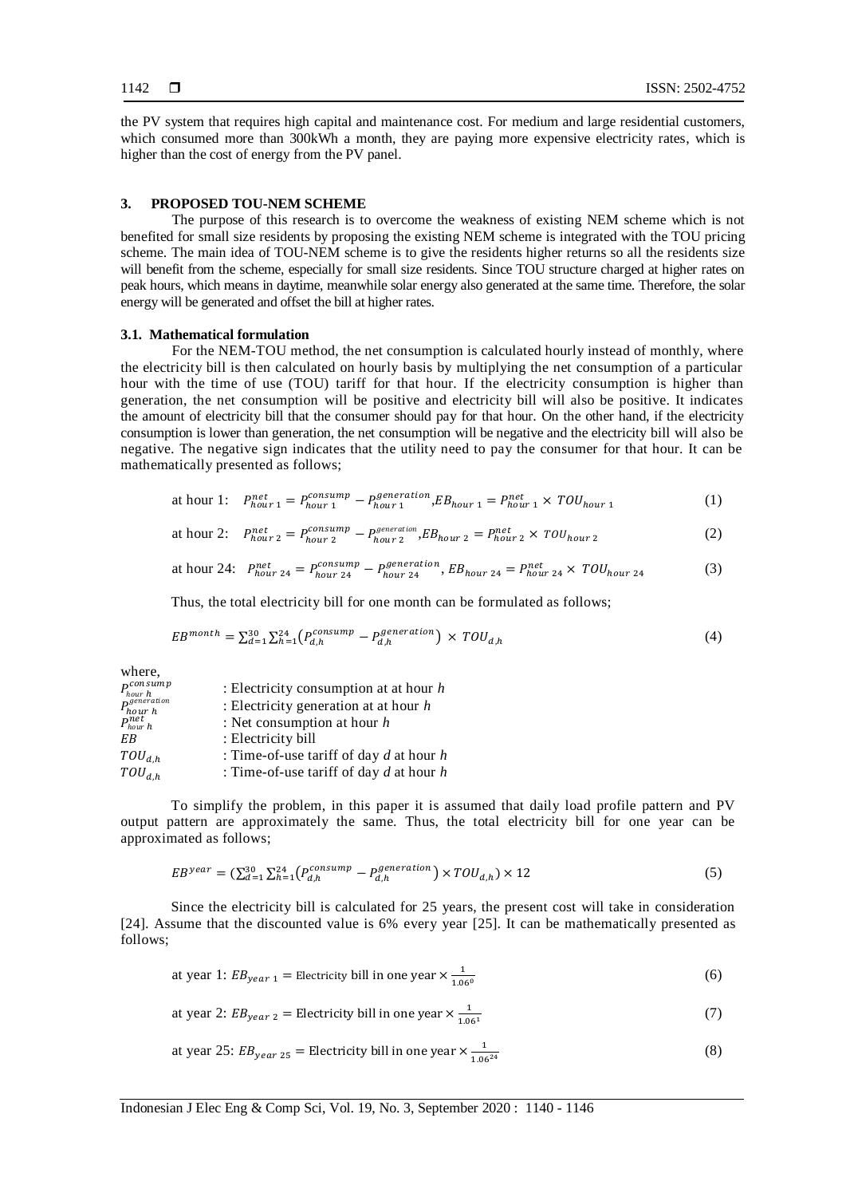the PV system that requires high capital and maintenance cost. For medium and large residential customers, which consumed more than 300kWh a month, they are paying more expensive electricity rates, which is higher than the cost of energy from the PV panel.

## 3. PROPOSED TOU-NEM SCHEME

The purpose of this research is to overcome the weakness of existing NEM scheme which is not benefited for small size residents by proposing the existing NEM scheme is integrated with the TOU pricing scheme. The main idea of TOU-NEM scheme is to give the residents higher returns so all the residents size will benefit from the scheme, especially for small size residents. Since TOU structure charged at higher rates on peak hours, which means in daytime, meanwhile solar energy also generated at the same time. Therefore, the solar energy will be generated and offset the bill at higher rates.

### 3.1. Mathematical formulation

For the NEM-TOU method, the net consumption is calculated hourly instead of monthly, where the electricity bill is then calculated on hourly basis by multiplying the net consumption of a particular hour with the time of use (TOU) tariff for that hour. If the electricity consumption is higher than generation, the net consumption will be positive and electricity bill will also be positive. It indicates the amount of electricity bill that the consumer should pay for that hour. On the other hand, if the electricity consumption is lower than generation, the net consumption will be negative and the electricity bill will also be negative. The negative sign indicates that the utility need to pay the consumer for that hour. It can be mathematically presented as follows;

$$\text{at hour 1:} \quad P^{net}_{hour\ 1} = P^{consump}_{hour\ 1} - P^{generation}_{hour\ 1}, EB_{hour\ 1} = P^{net}_{hour\ 1} \times TOU_{hour\ 1} \tag{1}$$

$$\text{at hour 2:} \quad P^{net}_{hour\ 2} = P^{consump}_{hour\ 2} - P^{generation}_{hour\ 2}, EB_{hour\ 2} = P^{net}_{hour\ 2} \times TOU_{hour\ 2} \tag{2}$$

$$\text{at hour 24:} \quad P^{net}_{hour\ 24} = P^{consump}_{hour\ 24} - P^{generation}_{hour\ 24}, EB_{hour\ 24} = P^{net}_{hour\ 24} \times TOU_{hour\ 24} \tag{3}$$

Thus, the total electricity bill for one month can be formulated as follows;

$$EB^{month} = \sum_{d=1}^{30} \sum_{h=1}^{24} \left(P^{consump}_{d,h} - P^{generation}_{d,h}\right) \times TOU_{d,h} \tag{4}$$

where,

$P^{consump}_{hour\ h}$ : Electricity consumption at at hour $h$
$P^{generation}_{hour\ h}$ : Electricity generation at at hour $h$
$P^{net}_{hour\ h}$ : Net consumption at hour $h$
$EB$ : Electricity bill
$TOU_{d,h}$ : Time-of-use tariff of day $d$ at hour $h$
$TOU_{d,h}$ : Time-of-use tariff of day $d$ at hour $h$

To simplify the problem, in this paper it is assumed that daily load profile pattern and PV output pattern are approximately the same. Thus, the total electricity bill for one year can be approximated as follows;

$$EB^{year} = \left(\sum_{d=1}^{30} \sum_{h=1}^{24} \left(P^{consump}_{d,h} - P^{generation}_{d,h}\right) \times TOU_{d,h}\right) \times 12 \tag{5}$$

Since the electricity bill is calculated for 25 years, the present cost will take in consideration [24]. Assume that the discounted value is 6% every year [25]. It can be mathematically presented as follows;

$$\text{at year 1: } EB_{year\ 1} = \text{Electricity bill in one year} \times \frac{1}{1.06^{0}} \tag{6}$$

$$\text{at year 2: } EB_{year\ 2} = \text{Electricity bill in one year} \times \frac{1}{1.06^{1}} \tag{7}$$

$$\text{at year 25: } EB_{year\ 25} = \text{Electricity bill in one year} \times \frac{1}{1.06^{24}} \tag{8}$$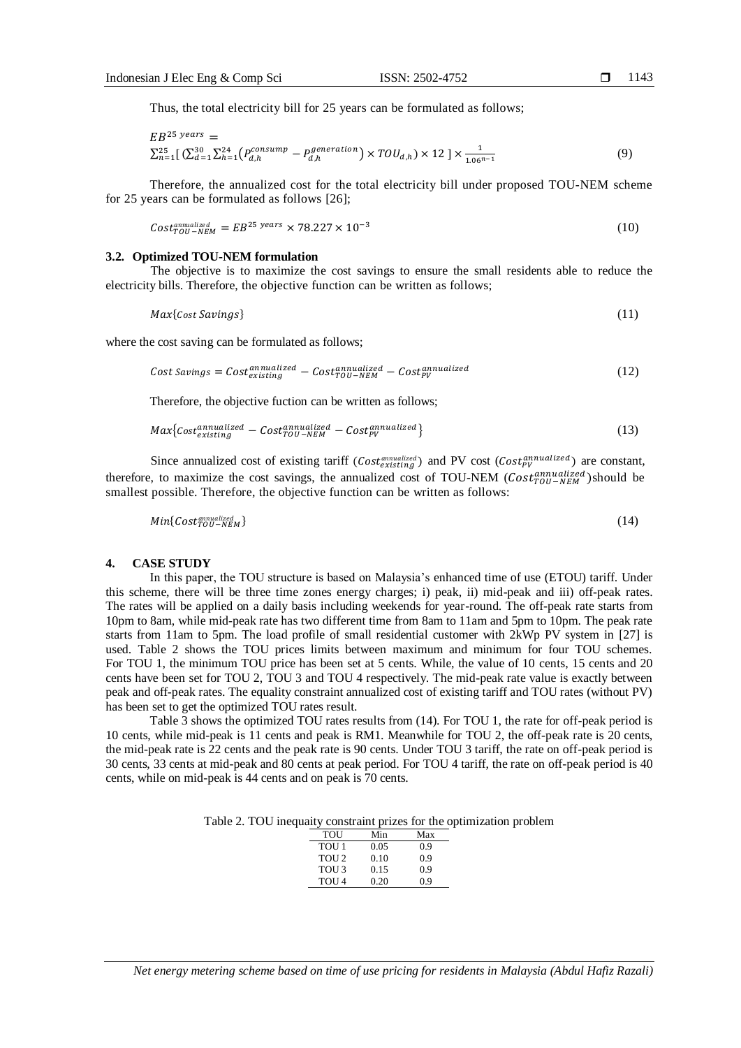Thus, the total electricity bill for 25 years can be formulated as follows;

$$EB^{25\ years} = \sum_{n=1}^{25}\left[\left(\sum_{d=1}^{30}\sum_{h=1}^{24}\left(P_{d,h}^{consump} - P_{d,h}^{generation}\right) \times TOU_{d,h}\right) \times 12\right] \times \frac{1}{1.06^{n-1}} \tag{9}$$

Therefore, the annualized cost for the total electricity bill under proposed TOU-NEM scheme for 25 years can be formulated as follows [26];

$$Cost_{TOU-NEM}^{annualized} = EB^{25\ years} \times 78.227 \times 10^{-3} \tag{10}$$

### 3.2. Optimized TOU-NEM formulation

The objective is to maximize the cost savings to ensure the small residents able to reduce the electricity bills. Therefore, the objective function can be written as follows;

$$Max\{Cost\ Savings\} \tag{11}$$

where the cost saving can be formulated as follows;

$$Cost\ Savings = Cost_{existing}^{annualized} - Cost_{TOU-NEM}^{annualized} - Cost_{PV}^{annualized} \tag{12}$$

Therefore, the objective fuction can be written as follows;

$$Max\left\{Cost_{existing}^{annualized} - Cost_{TOU-NEM}^{annualized} - Cost_{PV}^{annualized}\right\} \tag{13}$$

Since annualized cost of existing tariff ($Cost_{existing}^{annualized}$) and PV cost ($Cost_{PV}^{annualized}$) are constant, therefore, to maximize the cost savings, the annualized cost of TOU-NEM ($Cost_{TOU-NEM}^{annualized}$)should be smallest possible. Therefore, the objective function can be written as follows:

$$Min\{Cost_{TOU-NEM}^{annualized}\} \tag{14}$$

## 4. CASE STUDY

In this paper, the TOU structure is based on Malaysia's enhanced time of use (ETOU) tariff. Under this scheme, there will be three time zones energy charges; i) peak, ii) mid-peak and iii) off-peak rates. The rates will be applied on a daily basis including weekends for year-round. The off-peak rate starts from 10pm to 8am, while mid-peak rate has two different time from 8am to 11am and 5pm to 10pm. The peak rate starts from 11am to 5pm. The load profile of small residential customer with 2kWp PV system in [27] is used. Table 2 shows the TOU prices limits between maximum and minimum for four TOU schemes. For TOU 1, the minimum TOU price has been set at 5 cents. While, the value of 10 cents, 15 cents and 20 cents have been set for TOU 2, TOU 3 and TOU 4 respectively. The mid-peak rate value is exactly between peak and off-peak rates. The equality constraint annualized cost of existing tariff and TOU rates (without PV) has been set to get the optimized TOU rates result.

Table 3 shows the optimized TOU rates results from (14). For TOU 1, the rate for off-peak period is 10 cents, while mid-peak is 11 cents and peak is RM1. Meanwhile for TOU 2, the off-peak rate is 20 cents, the mid-peak rate is 22 cents and the peak rate is 90 cents. Under TOU 3 tariff, the rate on off-peak period is 30 cents, 33 cents at mid-peak and 80 cents at peak period. For TOU 4 tariff, the rate on off-peak period is 40 cents, while on mid-peak is 44 cents and on peak is 70 cents.

Table 2. TOU inequaity constraint prizes for the optimization problem

| TOU | Min | Max |
|---|---|---|
| TOU 1 | 0.05 | 0.9 |
| TOU 2 | 0.10 | 0.9 |
| TOU 3 | 0.15 | 0.9 |
| TOU 4 | 0.20 | 0.9 |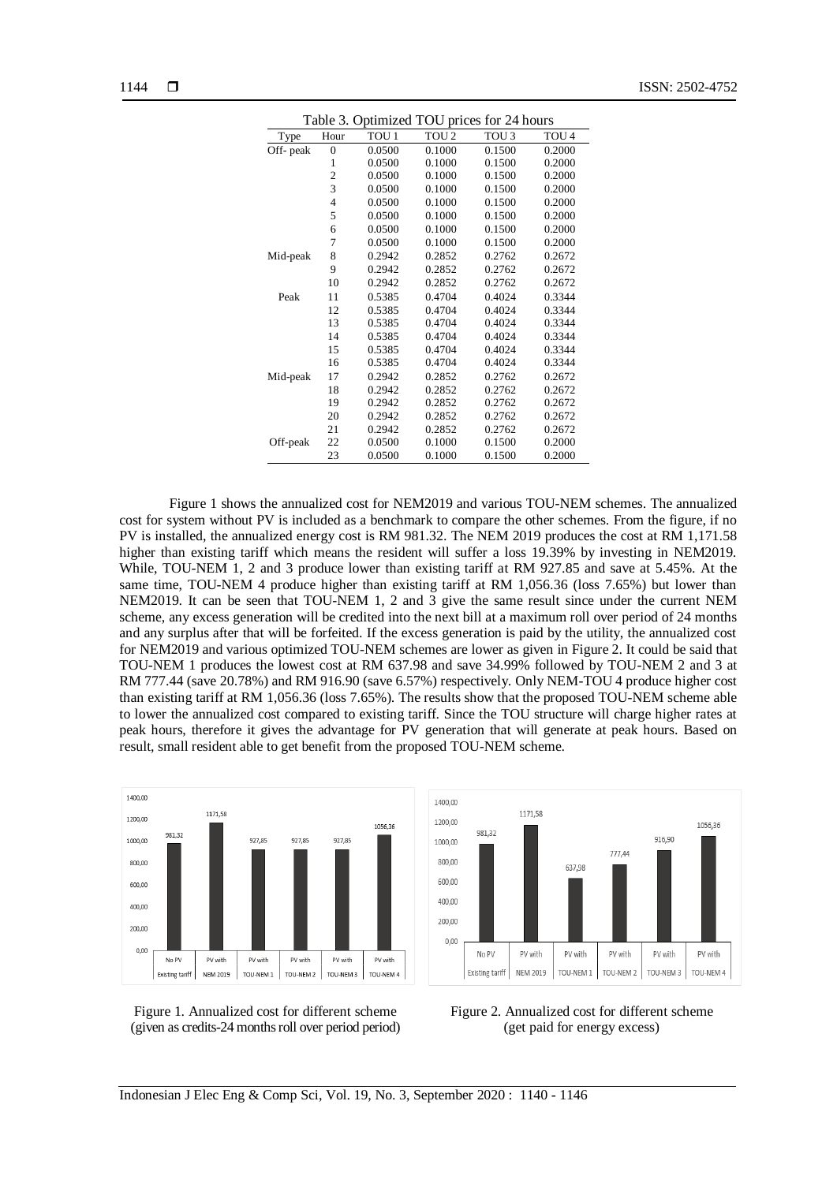Table 3. Optimized TOU prices for 24 hours

| Type | Hour | TOU 1 | TOU 2 | TOU 3 | TOU 4 |
|---|---|---|---|---|---|
| Off- peak | 0 | 0.0500 | 0.1000 | 0.1500 | 0.2000 |
| | 1 | 0.0500 | 0.1000 | 0.1500 | 0.2000 |
| | 2 | 0.0500 | 0.1000 | 0.1500 | 0.2000 |
| | 3 | 0.0500 | 0.1000 | 0.1500 | 0.2000 |
| | 4 | 0.0500 | 0.1000 | 0.1500 | 0.2000 |
| | 5 | 0.0500 | 0.1000 | 0.1500 | 0.2000 |
| | 6 | 0.0500 | 0.1000 | 0.1500 | 0.2000 |
| | 7 | 0.0500 | 0.1000 | 0.1500 | 0.2000 |
| Mid-peak | 8 | 0.2942 | 0.2852 | 0.2762 | 0.2672 |
| | 9 | 0.2942 | 0.2852 | 0.2762 | 0.2672 |
| | 10 | 0.2942 | 0.2852 | 0.2762 | 0.2672 |
| Peak | 11 | 0.5385 | 0.4704 | 0.4024 | 0.3344 |
| | 12 | 0.5385 | 0.4704 | 0.4024 | 0.3344 |
| | 13 | 0.5385 | 0.4704 | 0.4024 | 0.3344 |
| | 14 | 0.5385 | 0.4704 | 0.4024 | 0.3344 |
| | 15 | 0.5385 | 0.4704 | 0.4024 | 0.3344 |
| | 16 | 0.5385 | 0.4704 | 0.4024 | 0.3344 |
| Mid-peak | 17 | 0.2942 | 0.2852 | 0.2762 | 0.2672 |
| | 18 | 0.2942 | 0.2852 | 0.2762 | 0.2672 |
| | 19 | 0.2942 | 0.2852 | 0.2762 | 0.2672 |
| | 20 | 0.2942 | 0.2852 | 0.2762 | 0.2672 |
| | 21 | 0.2942 | 0.2852 | 0.2762 | 0.2672 |
| Off-peak | 22 | 0.0500 | 0.1000 | 0.1500 | 0.2000 |
| | 23 | 0.0500 | 0.1000 | 0.1500 | 0.2000 |

Figure 1 shows the annualized cost for NEM2019 and various TOU-NEM schemes. The annualized cost for system without PV is included as a benchmark to compare the other schemes. From the figure, if no PV is installed, the annualized energy cost is RM 981.32. The NEM 2019 produces the cost at RM 1,171.58 higher than existing tariff which means the resident will suffer a loss 19.39% by investing in NEM2019. While, TOU-NEM 1, 2 and 3 produce lower than existing tariff at RM 927.85 and save at 5.45%. At the same time, TOU-NEM 4 produce higher than existing tariff at RM 1,056.36 (loss 7.65%) but lower than NEM2019. It can be seen that TOU-NEM 1, 2 and 3 give the same result since under the current NEM scheme, any excess generation will be credited into the next bill at a maximum roll over period of 24 months and any surplus after that will be forfeited. If the excess generation is paid by the utility, the annualized cost for NEM2019 and various optimized TOU-NEM schemes are lower as given in Figure 2. It could be said that TOU-NEM 1 produces the lowest cost at RM 637.98 and save 34.99% followed by TOU-NEM 2 and 3 at RM 777.44 (save 20.78%) and RM 916.90 (save 6.57%) respectively. Only NEM-TOU 4 produce higher cost than existing tariff at RM 1,056.36 (loss 7.65%). The results show that the proposed TOU-NEM scheme able to lower the annualized cost compared to existing tariff. Since the TOU structure will charge higher rates at peak hours, therefore it gives the advantage for PV generation that will generate at peak hours. Based on result, small resident able to get benefit from the proposed TOU-NEM scheme.

Figure 1. Annualized cost for different scheme (given as credits-24 months roll over period period)

Figure 2. Annualized cost for different scheme (get paid for energy excess)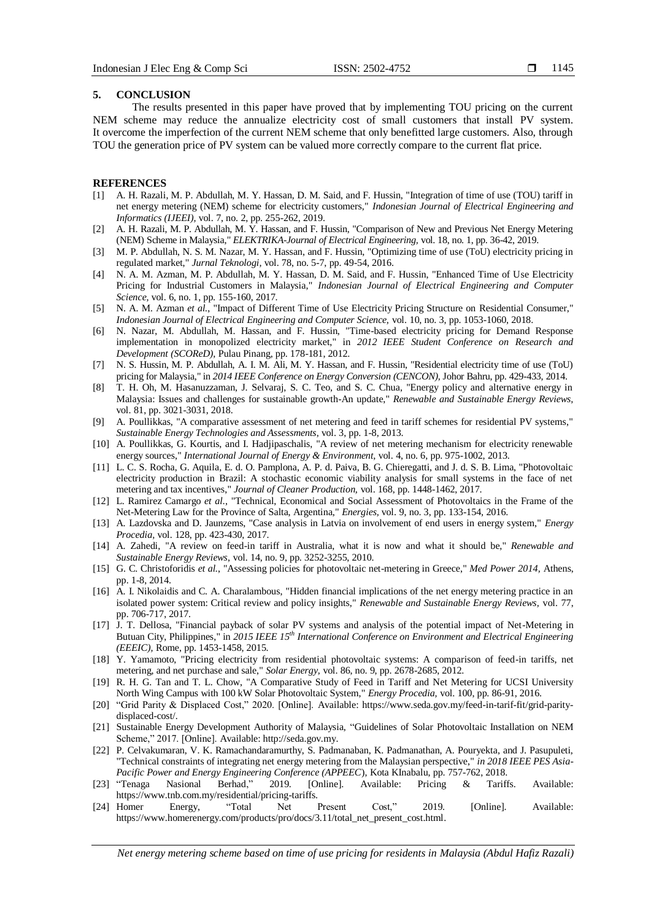## 5. CONCLUSION

The results presented in this paper have proved that by implementing TOU pricing on the current NEM scheme may reduce the annualize electricity cost of small customers that install PV system. It overcome the imperfection of the current NEM scheme that only benefitted large customers. Also, through TOU the generation price of PV system can be valued more correctly compare to the current flat price.

## REFERENCES

[1] A. H. Razali, M. P. Abdullah, M. Y. Hassan, D. M. Said, and F. Hussin, "Integration of time of use (TOU) tariff in net energy metering (NEM) scheme for electricity customers," *Indonesian Journal of Electrical Engineering and Informatics (IJEEI)*, vol. 7, no. 2, pp. 255-262, 2019.

[2] A. H. Razali, M. P. Abdullah, M. Y. Hassan, and F. Hussin, "Comparison of New and Previous Net Energy Metering (NEM) Scheme in Malaysia," *ELEKTRIKA-Journal of Electrical Engineering*, vol. 18, no. 1, pp. 36-42, 2019.

[3] M. P. Abdullah, N. S. M. Nazar, M. Y. Hassan, and F. Hussin, "Optimizing time of use (ToU) electricity pricing in regulated market," *Jurnal Teknologi*, vol. 78, no. 5-7, pp. 49-54, 2016.

[4] N. A. M. Azman, M. P. Abdullah, M. Y. Hassan, D. M. Said, and F. Hussin, "Enhanced Time of Use Electricity Pricing for Industrial Customers in Malaysia," *Indonesian Journal of Electrical Engineering and Computer Science*, vol. 6, no. 1, pp. 155-160, 2017.

[5] N. A. M. Azman *et al.*, "Impact of Different Time of Use Electricity Pricing Structure on Residential Consumer," *Indonesian Journal of Electrical Engineering and Computer Science,* vol. 10, no. 3, pp. 1053-1060, 2018.

[6] N. Nazar, M. Abdullah, M. Hassan, and F. Hussin, "Time-based electricity pricing for Demand Response implementation in monopolized electricity market," in *2012 IEEE Student Conference on Research and Development (SCOReD)*, Pulau Pinang, pp. 178-181, 2012.

[7] N. S. Hussin, M. P. Abdullah, A. I. M. Ali, M. Y. Hassan, and F. Hussin, "Residential electricity time of use (ToU) pricing for Malaysia," in *2014 IEEE Conference on Energy Conversion (CENCON)*, Johor Bahru, pp. 429-433, 2014.

[8] T. H. Oh, M. Hasanuzzaman, J. Selvaraj, S. C. Teo, and S. C. Chua, "Energy policy and alternative energy in Malaysia: Issues and challenges for sustainable growth-An update," *Renewable and Sustainable Energy Reviews*, vol. 81, pp. 3021-3031, 2018.

[9] A. Poullikkas, "A comparative assessment of net metering and feed in tariff schemes for residential PV systems," *Sustainable Energy Technologies and Assessments*, vol. 3, pp. 1-8, 2013.

[10] A. Poullikkas, G. Kourtis, and I. Hadjipaschalis, "A review of net metering mechanism for electricity renewable energy sources," *International Journal of Energy & Environment*, vol. 4, no. 6, pp. 975-1002, 2013.

[11] L. C. S. Rocha, G. Aquila, E. d. O. Pamplona, A. P. d. Paiva, B. G. Chieregatti, and J. d. S. B. Lima, "Photovoltaic electricity production in Brazil: A stochastic economic viability analysis for small systems in the face of net metering and tax incentives," *Journal of Cleaner Production*, vol. 168, pp. 1448-1462, 2017.

[12] L. Ramirez Camargo *et al.*, "Technical, Economical and Social Assessment of Photovoltaics in the Frame of the Net-Metering Law for the Province of Salta, Argentina," *Energies*, vol. 9, no. 3, pp. 133-154, 2016.

[13] A. Lazdovska and D. Jaunzems, "Case analysis in Latvia on involvement of end users in energy system," *Energy Procedia*, vol. 128, pp. 423-430, 2017.

[14] A. Zahedi, "A review on feed-in tariff in Australia, what it is now and what it should be," *Renewable and Sustainable Energy Reviews*, vol. 14, no. 9, pp. 3252-3255, 2010.

[15] G. C. Christoforidis *et al.*, "Assessing policies for photovoltaic net-metering in Greece," *Med Power 2014*, Athens, pp. 1-8, 2014.

[16] A. I. Nikolaidis and C. A. Charalambous, "Hidden financial implications of the net energy metering practice in an isolated power system: Critical review and policy insights," *Renewable and Sustainable Energy Reviews*, vol. 77, pp. 706-717, 2017.

[17] J. T. Dellosa, "Financial payback of solar PV systems and analysis of the potential impact of Net-Metering in Butuan City, Philippines," in *2015 IEEE 15th International Conference on Environment and Electrical Engineering (EEEIC)*, Rome, pp. 1453-1458, 2015.

[18] Y. Yamamoto, "Pricing electricity from residential photovoltaic systems: A comparison of feed-in tariffs, net metering, and net purchase and sale," *Solar Energy*, vol. 86, no. 9, pp. 2678-2685, 2012.

[19] R. H. G. Tan and T. L. Chow, "A Comparative Study of Feed in Tariff and Net Metering for UCSI University North Wing Campus with 100 kW Solar Photovoltaic System," *Energy Procedia*, vol. 100, pp. 86-91, 2016.

[20] "Grid Parity & Displaced Cost," 2020. [Online]. Available: https://www.seda.gov.my/feed-in-tarif-fit/grid-parity-displaced-cost/.

[21] Sustainable Energy Development Authority of Malaysia, "Guidelines of Solar Photovoltaic Installation on NEM Scheme," 2017. [Online]. Available: http://seda.gov.my.

[22] P. Celvakumaran, V. K. Ramachandaramurthy, S. Padmanaban, K. Padmanathan, A. Pouryekta, and J. Pasupuleti, "Technical constraints of integrating net energy metering from the Malaysian perspective," *in 2018 IEEE PES Asia-Pacific Power and Energy Engineering Conference (APPEEC*), Kota KInabalu, pp. 757-762, 2018.

[23] "Tenaga Nasional Berhad," 2019. [Online]. Available: Pricing & Tariffs. Available: https://www.tnb.com.my/residential/pricing-tariffs.

[24] Homer Energy, "Total Net Present Cost," 2019. [Online]. Available: https://www.homerenergy.com/products/pro/docs/3.11/total_net_present_cost.html.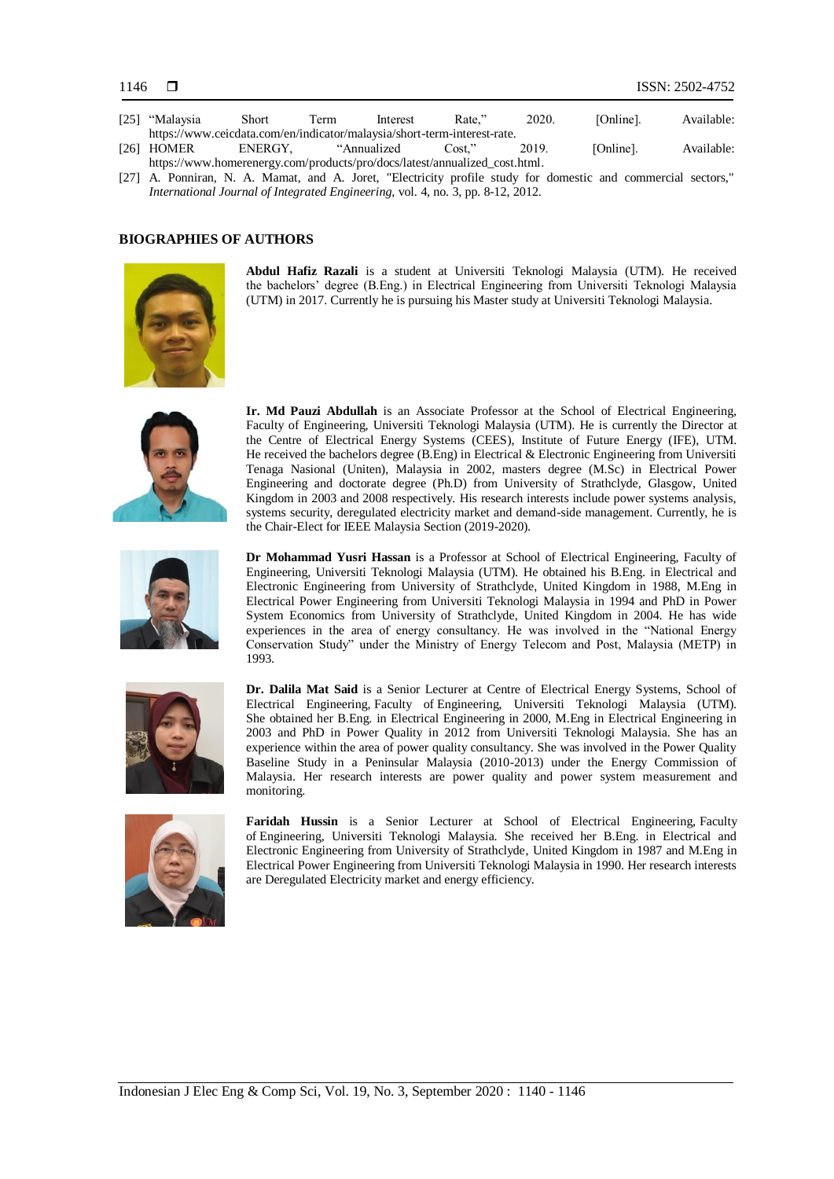[25] "Malaysia Short Term Interest Rate," 2020. [Online]. Available: https://www.ceicdata.com/en/indicator/malaysia/short-term-interest-rate.

[26] HOMER ENERGY, "Annualized Cost," 2019. [Online]. Available: https://www.homerenergy.com/products/pro/docs/latest/annualized_cost.html.

[27] A. Ponniran, N. A. Mamat, and A. Joret, "Electricity profile study for domestic and commercial sectors," *International Journal of Integrated Engineering*, vol. 4, no. 3, pp. 8-12, 2012.

## BIOGRAPHIES OF AUTHORS

**Abdul Hafiz Razali** is a student at Universiti Teknologi Malaysia (UTM). He received the bachelors' degree (B.Eng.) in Electrical Engineering from Universiti Teknologi Malaysia (UTM) in 2017. Currently he is pursuing his Master study at Universiti Teknologi Malaysia.

**Ir. Md Pauzi Abdullah** is an Associate Professor at the School of Electrical Engineering, Faculty of Engineering, Universiti Teknologi Malaysia (UTM). He is currently the Director at the Centre of Electrical Energy Systems (CEES), Institute of Future Energy (IFE), UTM. He received the bachelors degree (B.Eng) in Electrical & Electronic Engineering from Universiti Tenaga Nasional (Uniten), Malaysia in 2002, masters degree (M.Sc) in Electrical Power Engineering and doctorate degree (Ph.D) from University of Strathclyde, Glasgow, United Kingdom in 2003 and 2008 respectively. His research interests include power systems analysis, systems security, deregulated electricity market and demand-side management. Currently, he is the Chair-Elect for IEEE Malaysia Section (2019-2020).

**Dr Mohammad Yusri Hassan** is a Professor at School of Electrical Engineering, Faculty of Engineering, Universiti Teknologi Malaysia (UTM). He obtained his B.Eng. in Electrical and Electronic Engineering from University of Strathclyde, United Kingdom in 1988, M.Eng in Electrical Power Engineering from Universiti Teknologi Malaysia in 1994 and PhD in Power System Economics from University of Strathclyde, United Kingdom in 2004. He has wide experiences in the area of energy consultancy. He was involved in the "National Energy Conservation Study" under the Ministry of Energy Telecom and Post, Malaysia (METP) in 1993.

**Dr. Dalila Mat Said** is a Senior Lecturer at Centre of Electrical Energy Systems, School of Electrical Engineering, Faculty of Engineering, Universiti Teknologi Malaysia (UTM). She obtained her B.Eng. in Electrical Engineering in 2000, M.Eng in Electrical Engineering in 2003 and PhD in Power Quality in 2012 from Universiti Teknologi Malaysia. She has an experience within the area of power quality consultancy. She was involved in the Power Quality Baseline Study in a Peninsular Malaysia (2010-2013) under the Energy Commission of Malaysia. Her research interests are power quality and power system measurement and monitoring.

**Faridah Hussin** is a Senior Lecturer at School of Electrical Engineering, Faculty of Engineering, Universiti Teknologi Malaysia. She received her B.Eng. in Electrical and Electronic Engineering from University of Strathclyde, United Kingdom in 1987 and M.Eng in Electrical Power Engineering from Universiti Teknologi Malaysia in 1990. Her research interests are Deregulated Electricity market and energy efficiency.